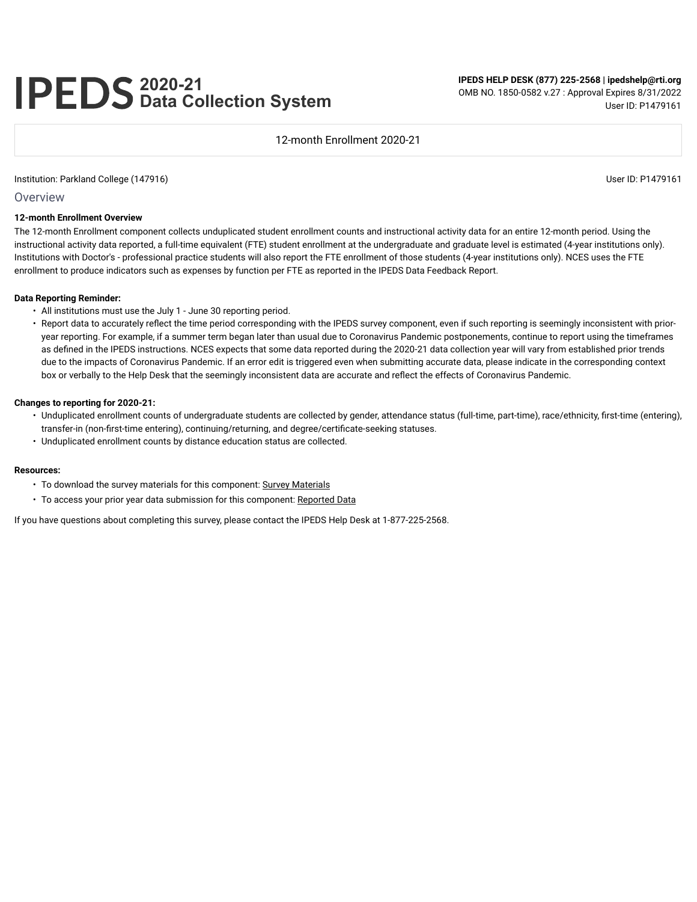# IPEDS 2020-21 Data Collection System

**IPEDS HELP DESK (877) 225-2568 | ipedshelp@rti.org**
OMB NO. 1850-0582 v.27 : Approval Expires 8/31/2022
User ID: P1479161

12-month Enrollment 2020-21

Institution: Parkland College (147916)

User ID: P1479161

## Overview

**12-month Enrollment Overview**

The 12-month Enrollment component collects unduplicated student enrollment counts and instructional activity data for an entire 12-month period. Using the instructional activity data reported, a full-time equivalent (FTE) student enrollment at the undergraduate and graduate level is estimated (4-year institutions only). Institutions with Doctor's - professional practice students will also report the FTE enrollment of those students (4-year institutions only). NCES uses the FTE enrollment to produce indicators such as expenses by function per FTE as reported in the IPEDS Data Feedback Report.

**Data Reporting Reminder:**

- All institutions must use the July 1 - June 30 reporting period.
- Report data to accurately reflect the time period corresponding with the IPEDS survey component, even if such reporting is seemingly inconsistent with prior-year reporting. For example, if a summer term began later than usual due to Coronavirus Pandemic postponements, continue to report using the timeframes as defined in the IPEDS instructions. NCES expects that some data reported during the 2020-21 data collection year will vary from established prior trends due to the impacts of Coronavirus Pandemic. If an error edit is triggered even when submitting accurate data, please indicate in the corresponding context box or verbally to the Help Desk that the seemingly inconsistent data are accurate and reflect the effects of Coronavirus Pandemic.

**Changes to reporting for 2020-21:**

- Unduplicated enrollment counts of undergraduate students are collected by gender, attendance status (full-time, part-time), race/ethnicity, first-time (entering), transfer-in (non-first-time entering), continuing/returning, and degree/certificate-seeking statuses.
- Unduplicated enrollment counts by distance education status are collected.

**Resources:**

- To download the survey materials for this component: Survey Materials
- To access your prior year data submission for this component: Reported Data

If you have questions about completing this survey, please contact the IPEDS Help Desk at 1-877-225-2568.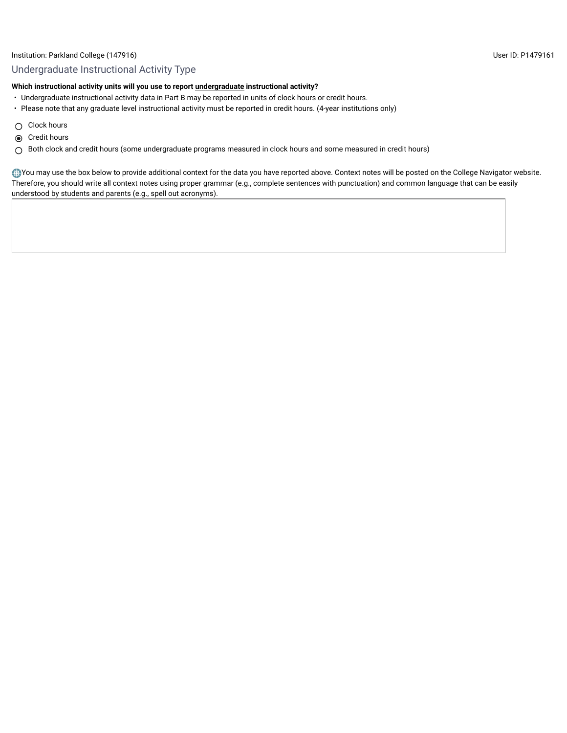Institution: Parkland College (147916) User ID: P1479161

## Undergraduate Instructional Activity Type

**Which instructional activity units will you use to report undergraduate instructional activity?**

- Undergraduate instructional activity data in Part B may be reported in units of clock hours or credit hours.
- Please note that any graduate level instructional activity must be reported in credit hours. (4-year institutions only)

- ○ Clock hours
- ◉ Credit hours
- ○ Both clock and credit hours (some undergraduate programs measured in clock hours and some measured in credit hours)

You may use the box below to provide additional context for the data you have reported above. Context notes will be posted on the College Navigator website. Therefore, you should write all context notes using proper grammar (e.g., complete sentences with punctuation) and common language that can be easily understood by students and parents (e.g., spell out acronyms).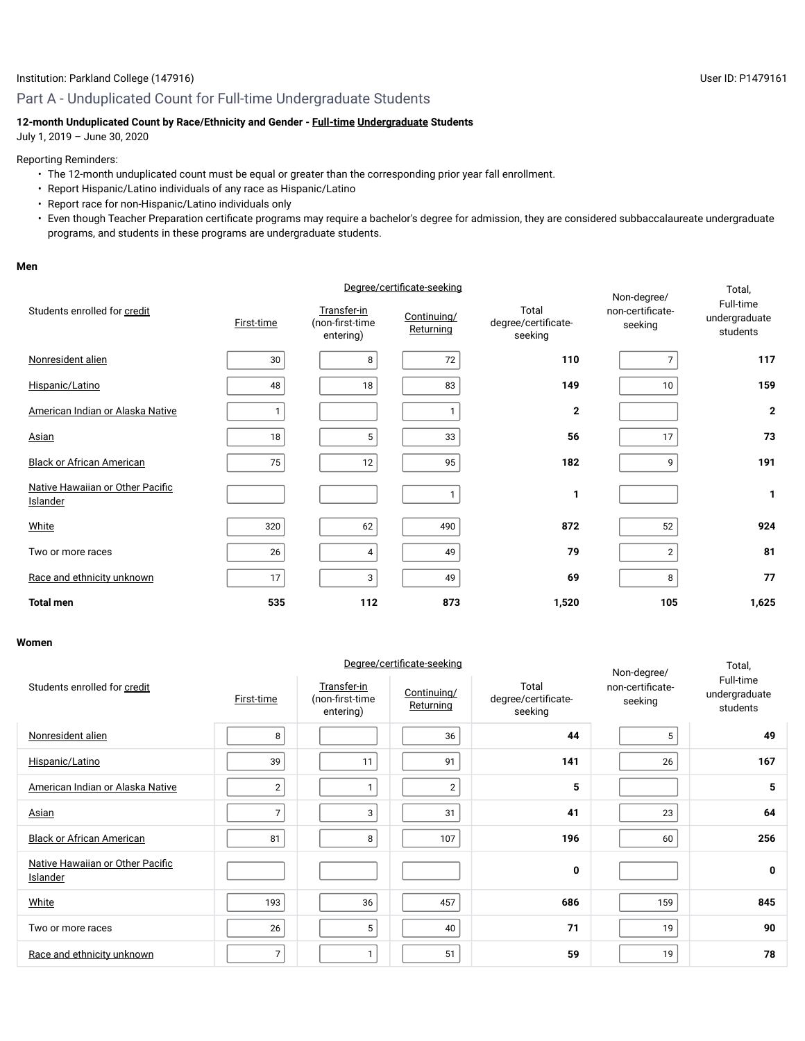Institution: Parkland College (147916) User ID: P1479161

## Part A - Unduplicated Count for Full-time Undergraduate Students

**12-month Unduplicated Count by Race/Ethnicity and Gender - Full-time Undergraduate Students**
July 1, 2019 – June 30, 2020

Reporting Reminders:

- The 12-month unduplicated count must be equal or greater than the corresponding prior year fall enrollment.
- Report Hispanic/Latino individuals of any race as Hispanic/Latino
- Report race for non-Hispanic/Latino individuals only
- Even though Teacher Preparation certificate programs may require a bachelor's degree for admission, they are considered subbaccalaureate undergraduate programs, and students in these programs are undergraduate students.

**Men**

| Students enrolled for credit | Degree/certificate-seeking | | | | Non-degree/ non-certificate-seeking | Total, Full-time undergraduate students |
|---|---|---|---|---|---|---|
| | First-time | Transfer-in (non-first-time entering) | Continuing/ Returning | Total degree/certificate-seeking | | |
| Nonresident alien | 30 | 8 | 72 | **110** | 7 | **117** |
| Hispanic/Latino | 48 | 18 | 83 | **149** | 10 | **159** |
| American Indian or Alaska Native | 1 | | 1 | **2** | | **2** |
| Asian | 18 | 5 | 33 | **56** | 17 | **73** |
| Black or African American | 75 | 12 | 95 | **182** | 9 | **191** |
| Native Hawaiian or Other Pacific Islander | | | 1 | **1** | | **1** |
| White | 320 | 62 | 490 | **872** | 52 | **924** |
| Two or more races | 26 | 4 | 49 | **79** | 2 | **81** |
| Race and ethnicity unknown | 17 | 3 | 49 | **69** | 8 | **77** |
| **Total men** | **535** | **112** | **873** | **1,520** | **105** | **1,625** |

**Women**

| Students enrolled for credit | Degree/certificate-seeking | | | | Non-degree/ non-certificate-seeking | Total, Full-time undergraduate students |
|---|---|---|---|---|---|---|
| | First-time | Transfer-in (non-first-time entering) | Continuing/ Returning | Total degree/certificate-seeking | | |
| Nonresident alien | 8 | | 36 | **44** | 5 | **49** |
| Hispanic/Latino | 39 | 11 | 91 | **141** | 26 | **167** |
| American Indian or Alaska Native | 2 | 1 | 2 | **5** | | **5** |
| Asian | 7 | 3 | 31 | **41** | 23 | **64** |
| Black or African American | 81 | 8 | 107 | **196** | 60 | **256** |
| Native Hawaiian or Other Pacific Islander | | | | **0** | | **0** |
| White | 193 | 36 | 457 | **686** | 159 | **845** |
| Two or more races | 26 | 5 | 40 | **71** | 19 | **90** |
| Race and ethnicity unknown | 7 | 1 | 51 | **59** | 19 | **78** |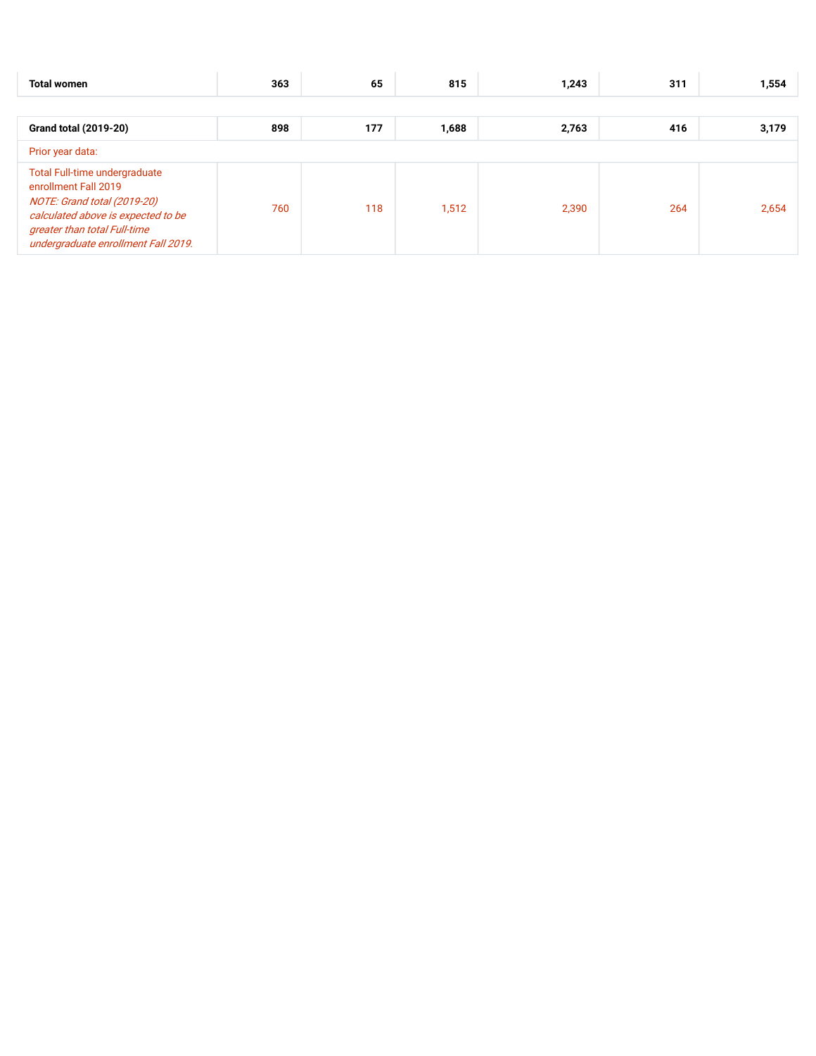| | | | | | | |
|---|---|---|---|---|---|---|
| **Total women** | **363** | **65** | **815** | **1,243** | **311** | **1,554** |
| **Grand total (2019-20)** | **898** | **177** | **1,688** | **2,763** | **416** | **3,179** |
| Prior year data: | | | | | | |
| Total Full-time undergraduate enrollment Fall 2019 *NOTE: Grand total (2019-20) calculated above is expected to be greater than total Full-time undergraduate enrollment Fall 2019.* | 760 | 118 | 1,512 | 2,390 | 264 | 2,654 |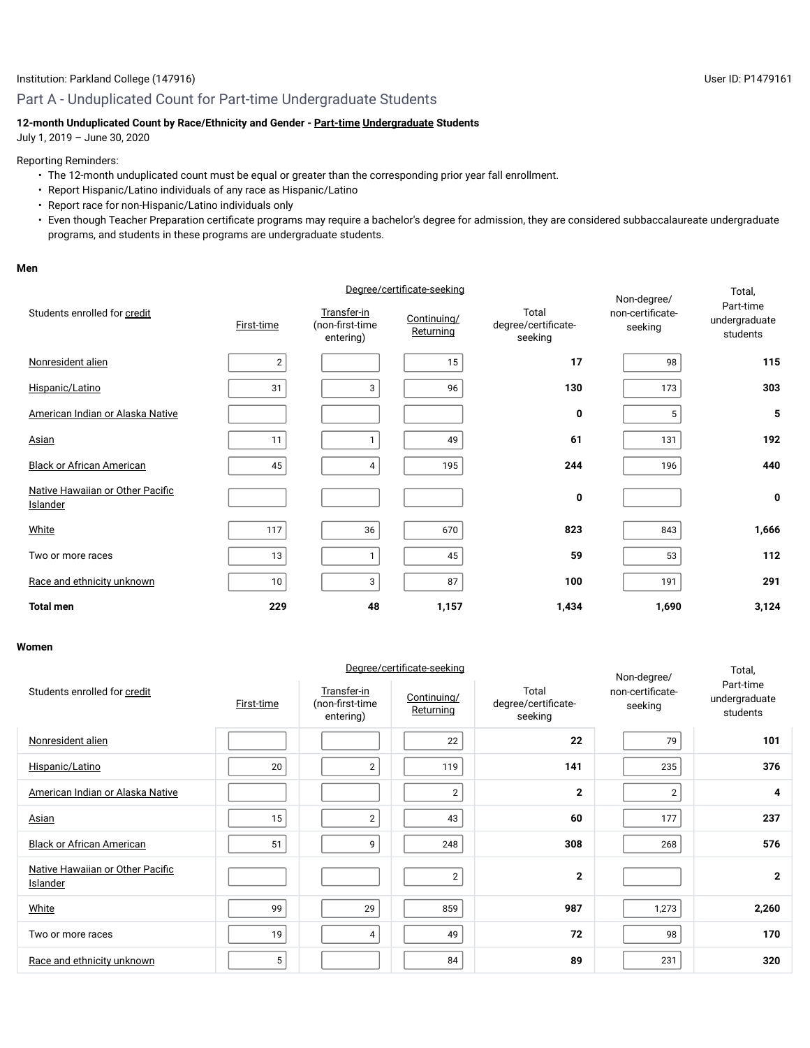Institution: Parkland College (147916)

User ID: P1479161

## Part A - Unduplicated Count for Part-time Undergraduate Students

**12-month Unduplicated Count by Race/Ethnicity and Gender - Part-time Undergraduate Students**

July 1, 2019 – June 30, 2020

Reporting Reminders:

- The 12-month unduplicated count must be equal or greater than the corresponding prior year fall enrollment.
- Report Hispanic/Latino individuals of any race as Hispanic/Latino
- Report race for non-Hispanic/Latino individuals only
- Even though Teacher Preparation certificate programs may require a bachelor's degree for admission, they are considered subbaccalaureate undergraduate programs, and students in these programs are undergraduate students.

**Men**

| Students enrolled for credit | Degree/certificate-seeking | | | | Non-degree/ non-certificate-seeking | Total, Part-time undergraduate students |
|---|---|---|---|---|---|---|
| | First-time | Transfer-in (non-first-time entering) | Continuing/ Returning | Total degree/certificate-seeking | | |
| Nonresident alien | 2 | | 15 | **17** | 98 | **115** |
| Hispanic/Latino | 31 | 3 | 96 | **130** | 173 | **303** |
| American Indian or Alaska Native | | | | **0** | 5 | **5** |
| Asian | 11 | 1 | 49 | **61** | 131 | **192** |
| Black or African American | 45 | 4 | 195 | **244** | 196 | **440** |
| Native Hawaiian or Other Pacific Islander | | | | **0** | | **0** |
| White | 117 | 36 | 670 | **823** | 843 | **1,666** |
| Two or more races | 13 | 1 | 45 | **59** | 53 | **112** |
| Race and ethnicity unknown | 10 | 3 | 87 | **100** | 191 | **291** |
| **Total men** | **229** | **48** | **1,157** | **1,434** | **1,690** | **3,124** |

**Women**

| Students enrolled for credit | Degree/certificate-seeking | | | | Non-degree/ non-certificate-seeking | Total, Part-time undergraduate students |
|---|---|---|---|---|---|---|
| | First-time | Transfer-in (non-first-time entering) | Continuing/ Returning | Total degree/certificate-seeking | | |
| Nonresident alien | | | 22 | **22** | 79 | **101** |
| Hispanic/Latino | 20 | 2 | 119 | **141** | 235 | **376** |
| American Indian or Alaska Native | | | 2 | **2** | 2 | **4** |
| Asian | 15 | 2 | 43 | **60** | 177 | **237** |
| Black or African American | 51 | 9 | 248 | **308** | 268 | **576** |
| Native Hawaiian or Other Pacific Islander | | | 2 | **2** | | **2** |
| White | 99 | 29 | 859 | **987** | 1,273 | **2,260** |
| Two or more races | 19 | 4 | 49 | **72** | 98 | **170** |
| Race and ethnicity unknown | 5 | | 84 | **89** | 231 | **320** |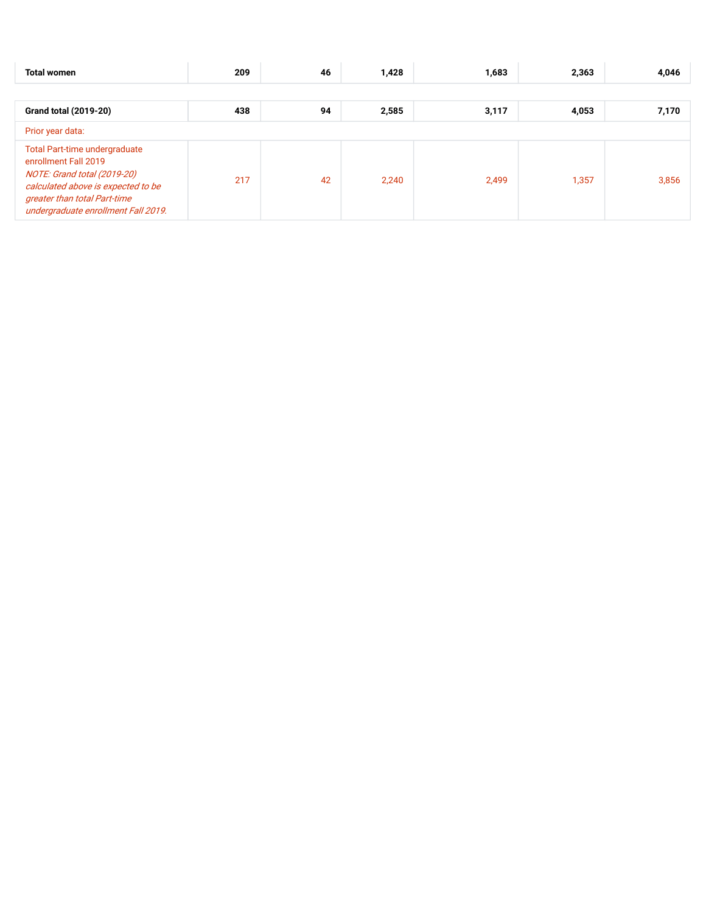| | | | | | | |
|---|---|---|---|---|---|---|
| **Total women** | **209** | **46** | **1,428** | **1,683** | **2,363** | **4,046** |

| | | | | | | |
|---|---|---|---|---|---|---|
| **Grand total (2019-20)** | **438** | **94** | **2,585** | **3,117** | **4,053** | **7,170** |
| Prior year data: | | | | | | |
| Total Part-time undergraduate enrollment Fall 2019 *NOTE: Grand total (2019-20) calculated above is expected to be greater than total Part-time undergraduate enrollment Fall 2019.* | 217 | 42 | 2,240 | 2,499 | 1,357 | 3,856 |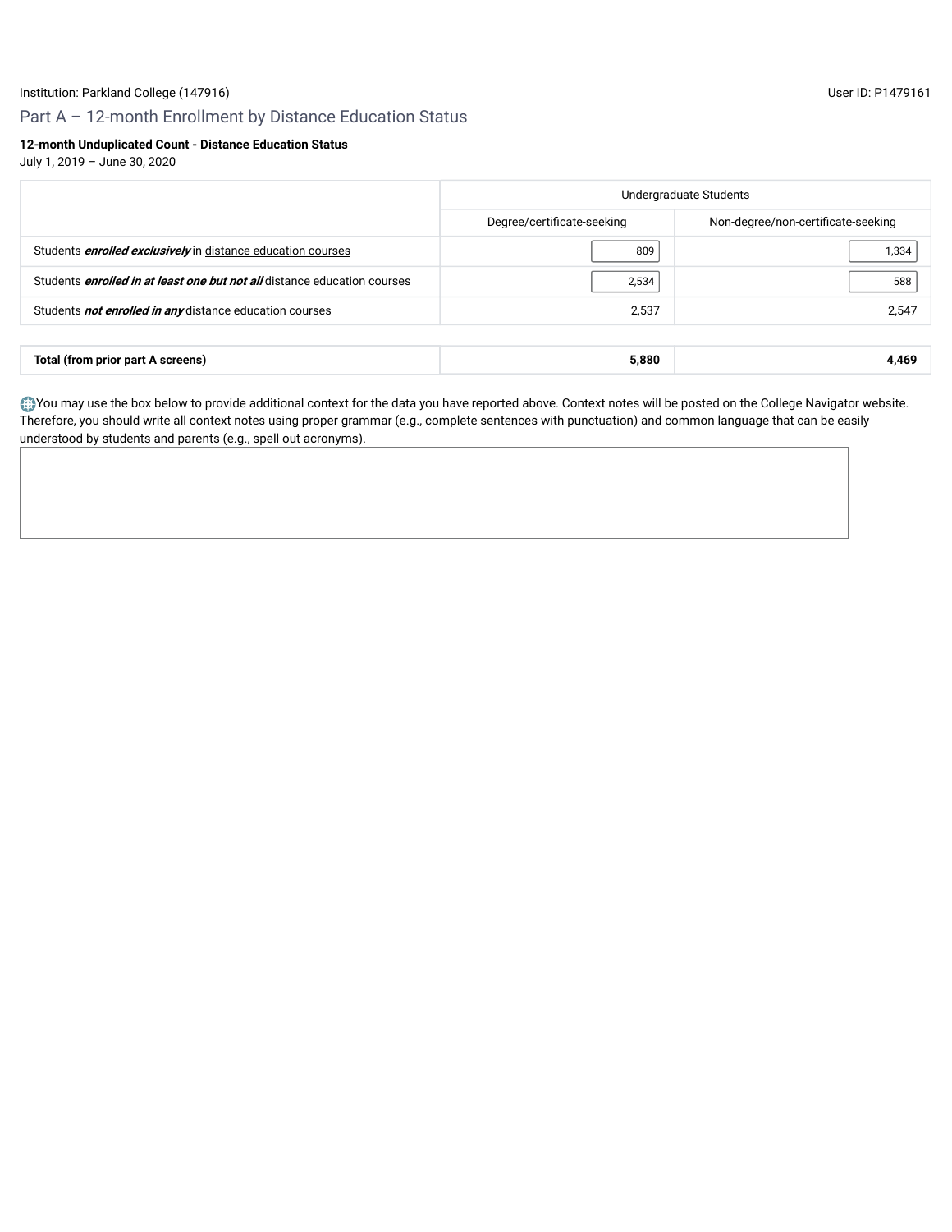Institution: Parkland College (147916)

User ID: P1479161

## Part A – 12-month Enrollment by Distance Education Status

**12-month Unduplicated Count - Distance Education Status**

July 1, 2019 – June 30, 2020

| | Undergraduate Students | |
|---|---|---|
| | Degree/certificate-seeking | Non-degree/non-certificate-seeking |
| Students ***enrolled exclusively*** in distance education courses | 809 | 1,334 |
| Students ***enrolled in at least one but not all*** distance education courses | 2,534 | 588 |
| Students ***not enrolled in any*** distance education courses | 2,537 | 2,547 |
| **Total (from prior part A screens)** | **5,880** | **4,469** |

You may use the box below to provide additional context for the data you have reported above. Context notes will be posted on the College Navigator website. Therefore, you should write all context notes using proper grammar (e.g., complete sentences with punctuation) and common language that can be easily understood by students and parents (e.g., spell out acronyms).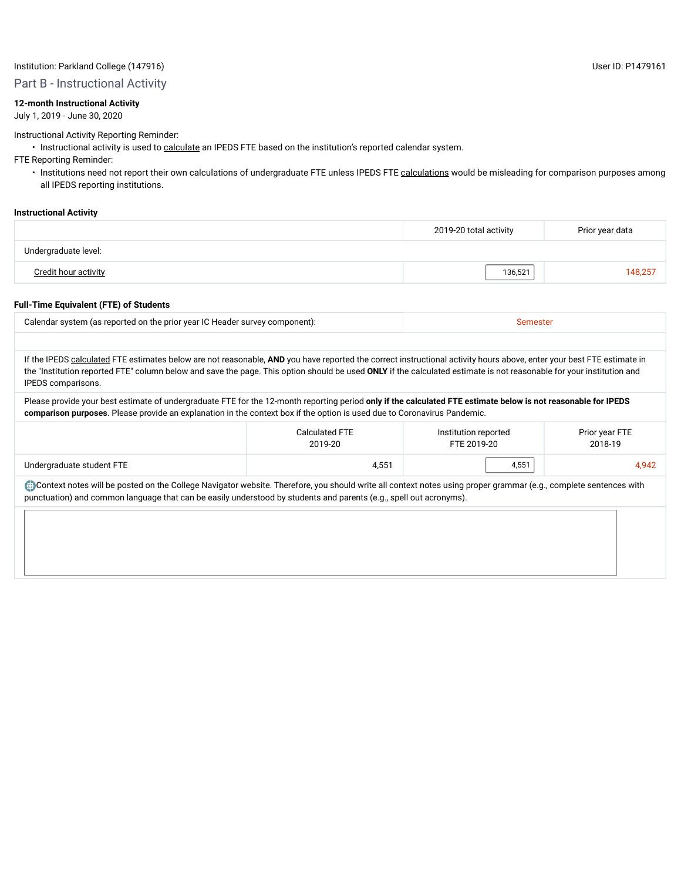Institution: Parkland College (147916)

User ID: P1479161

## Part B - Instructional Activity

**12-month Instructional Activity**
July 1, 2019 - June 30, 2020

Instructional Activity Reporting Reminder:

- Instructional activity is used to calculate an IPEDS FTE based on the institution's reported calendar system.

FTE Reporting Reminder:

- Institutions need not report their own calculations of undergraduate FTE unless IPEDS FTE calculations would be misleading for comparison purposes among all IPEDS reporting institutions.

### Instructional Activity

| | 2019-20 total activity | Prior year data |
|---|---|---|
| Undergraduate level: | | |
| Credit hour activity | 136,521 | 148,257 |

### Full-Time Equivalent (FTE) of Students

| Calendar system (as reported on the prior year IC Header survey component): | Semester |
|---|---|

If the IPEDS calculated FTE estimates below are not reasonable, **AND** you have reported the correct instructional activity hours above, enter your best FTE estimate in the "Institution reported FTE" column below and save the page. This option should be used **ONLY** if the calculated estimate is not reasonable for your institution and IPEDS comparisons.

Please provide your best estimate of undergraduate FTE for the 12-month reporting period **only if the calculated FTE estimate below is not reasonable for IPEDS comparison purposes**. Please provide an explanation in the context box if the option is used due to Coronavirus Pandemic.

| | Calculated FTE 2019-20 | Institution reported FTE 2019-20 | Prior year FTE 2018-19 |
|---|---|---|---|
| Undergraduate student FTE | 4,551 | 4,551 | 4,942 |

Context notes will be posted on the College Navigator website. Therefore, you should write all context notes using proper grammar (e.g., complete sentences with punctuation) and common language that can be easily understood by students and parents (e.g., spell out acronyms).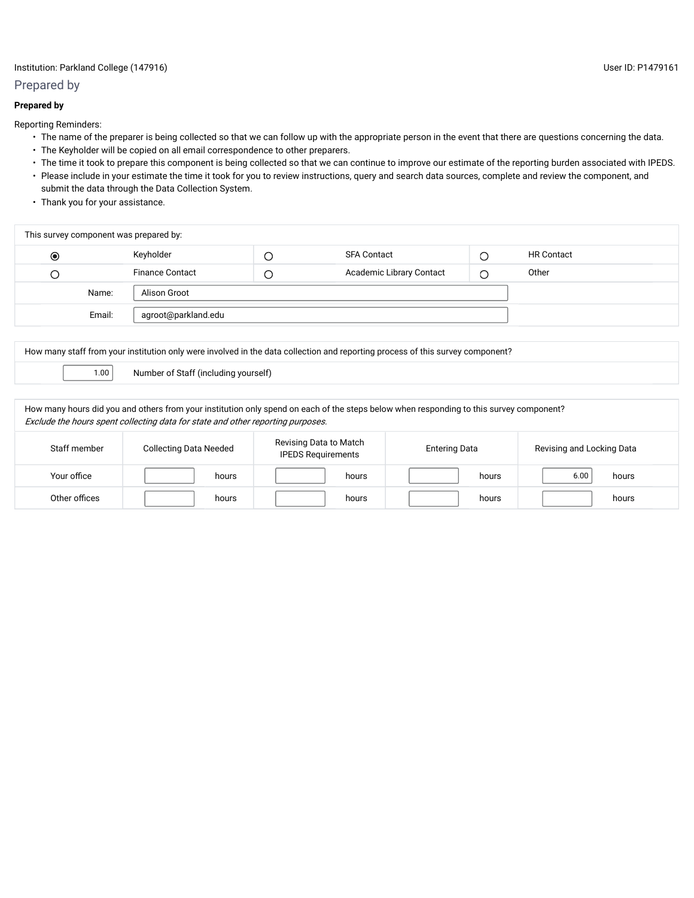Institution: Parkland College (147916) User ID: P1479161

## Prepared by

**Prepared by**

Reporting Reminders:

- The name of the preparer is being collected so that we can follow up with the appropriate person in the event that there are questions concerning the data.
- The Keyholder will be copied on all email correspondence to other preparers.
- The time it took to prepare this component is being collected so that we can continue to improve our estimate of the reporting burden associated with IPEDS.
- Please include in your estimate the time it took for you to review instructions, query and search data sources, complete and review the component, and submit the data through the Data Collection System.
- Thank you for your assistance.

| This survey component was prepared by: | | | | | |
|---|---|---|---|---|---|
| ◉ | Keyholder | ○ | SFA Contact | ○ | HR Contact |
| ○ | Finance Contact | ○ | Academic Library Contact | ○ | Other |
| Name: | Alison Groot | | | | |
| Email: | agroot@parkland.edu | | | | |

| How many staff from your institution only were involved in the data collection and reporting process of this survey component? | |
|---|---|
| 1.00 | Number of Staff (including yourself) |

How many hours did you and others from your institution only spend on each of the steps below when responding to this survey component?
*Exclude the hours spent collecting data for state and other reporting purposes.*

| Staff member | Collecting Data Needed | Revising Data to Match IPEDS Requirements | Entering Data | Revising and Locking Data |
|---|---|---|---|---|
| Your office | hours | hours | hours | 6.00 hours |
| Other offices | hours | hours | hours | hours |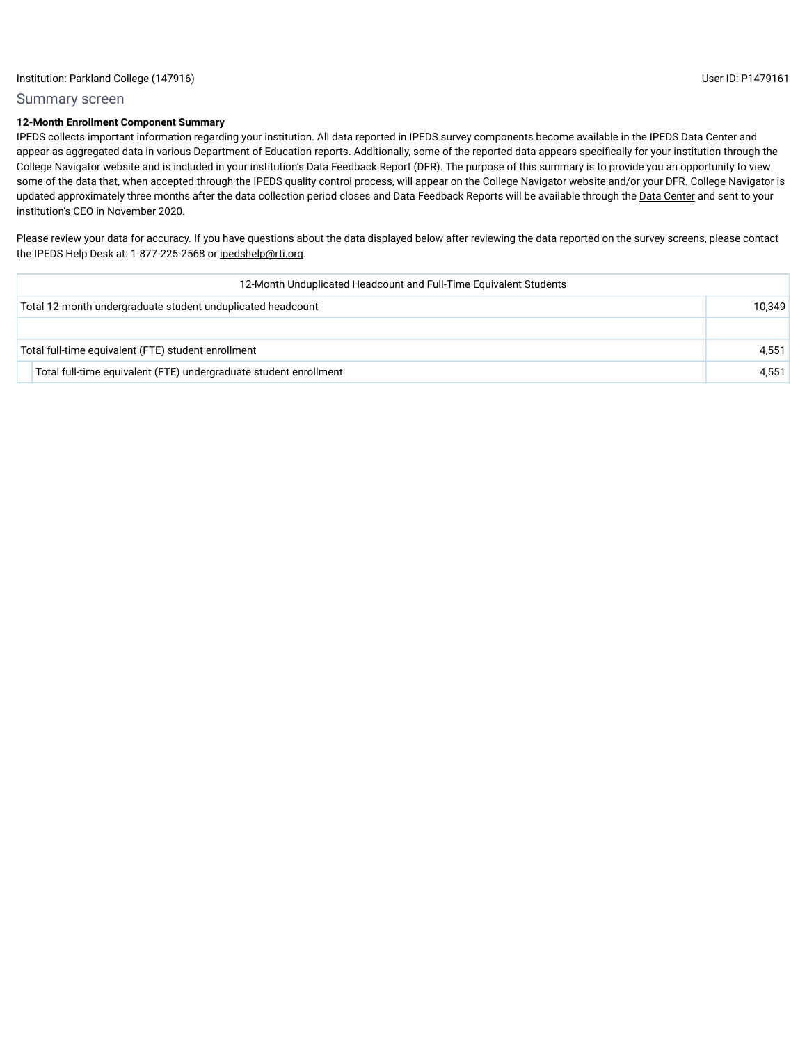Institution: Parkland College (147916)

User ID: P1479161

## Summary screen

**12-Month Enrollment Component Summary**

IPEDS collects important information regarding your institution. All data reported in IPEDS survey components become available in the IPEDS Data Center and appear as aggregated data in various Department of Education reports. Additionally, some of the reported data appears specifically for your institution through the College Navigator website and is included in your institution's Data Feedback Report (DFR). The purpose of this summary is to provide you an opportunity to view some of the data that, when accepted through the IPEDS quality control process, will appear on the College Navigator website and/or your DFR. College Navigator is updated approximately three months after the data collection period closes and Data Feedback Reports will be available through the Data Center and sent to your institution's CEO in November 2020.

Please review your data for accuracy. If you have questions about the data displayed below after reviewing the data reported on the survey screens, please contact the IPEDS Help Desk at: 1-877-225-2568 or ipedshelp@rti.org.

| 12-Month Unduplicated Headcount and Full-Time Equivalent Students | |
|---|---|
| Total 12-month undergraduate student unduplicated headcount | 10,349 |
| | |
| Total full-time equivalent (FTE) student enrollment | 4,551 |
| Total full-time equivalent (FTE) undergraduate student enrollment | 4,551 |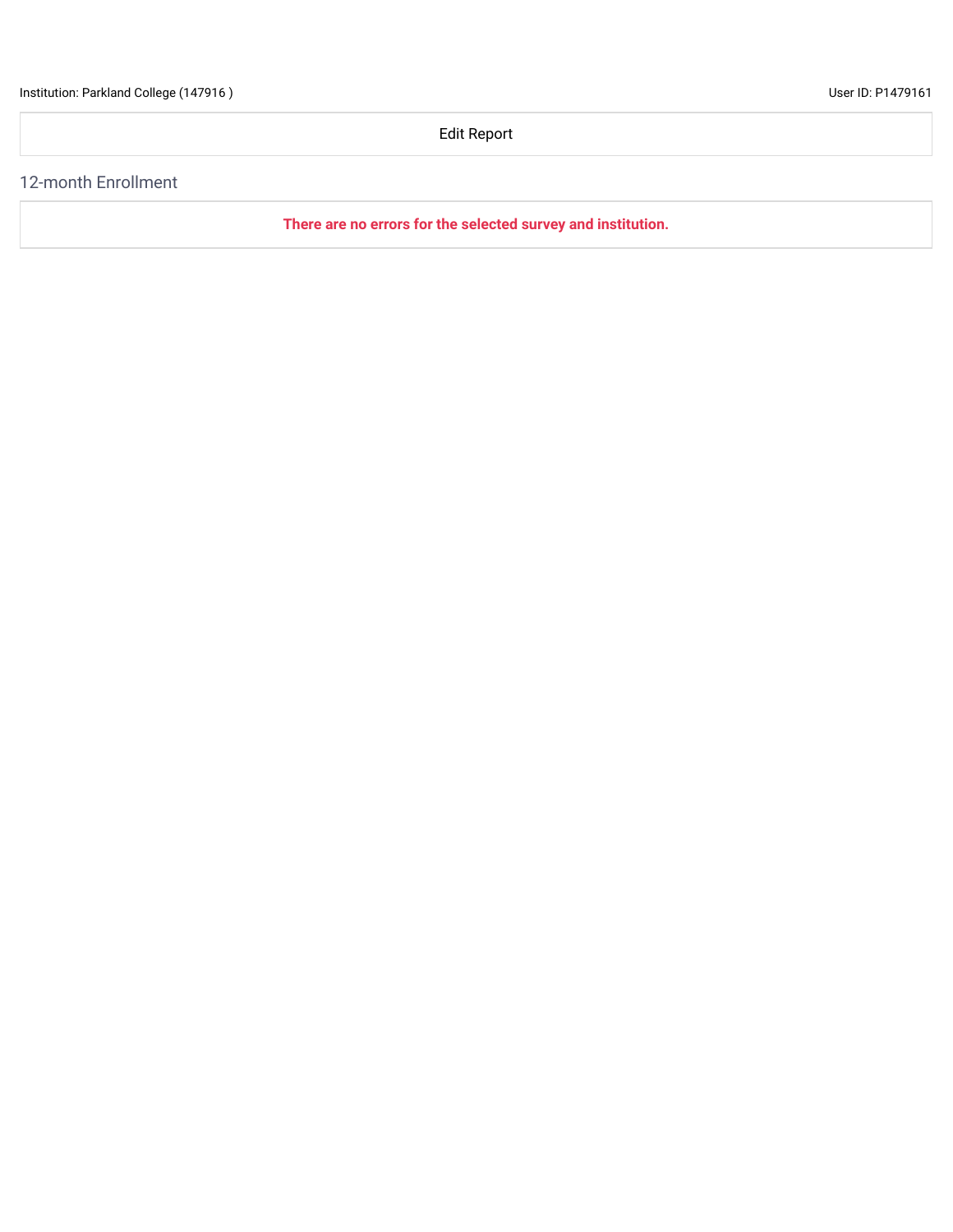Institution: Parkland College (147916 )

User ID: P1479161

Edit Report

## 12-month Enrollment

**There are no errors for the selected survey and institution.**